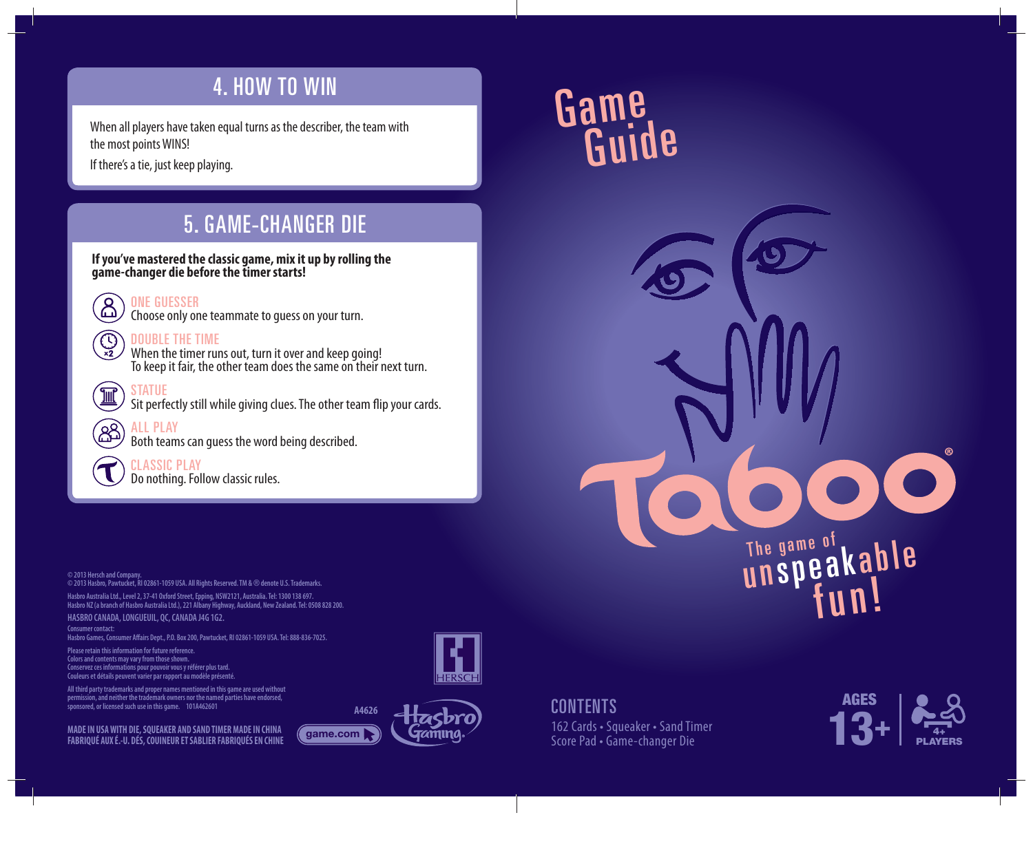## 4. HOW TO WIN

When all players have taken equal turns as the describer, the team with the most points WINS!

If there's a tie, just keep playing.

## 5. GAME-CHANGER DIE

**If you've mastered the classic game, mix it up by rolling the game-changer die before the timer starts!**

**ONE GUESSER**
Choose only one teammate to guess on your turn.

**DOUBLE THE TIME**
When the timer runs out, turn it over and keep going!
To keep it fair, the other team does the same on their next turn.

**STATUE**
Sit perfectly still while giving clues. The other team flip your cards.

**ALL PLAY**
Both teams can guess the word being described.

**CLASSIC PLAY**
Do nothing. Follow classic rules.

© 2013 Hersch and Company.
© 2013 Hasbro, Pawtucket, RI 02861-1059 USA. All Rights Reserved. TM & ® denote U.S. Trademarks.

Hasbro Australia Ltd., Level 2, 37-41 Oxford Street, Epping, NSW2121, Australia. Tel: 1300 138 697.
Hasbro NZ (a branch of Hasbro Australia Ltd.), 221 Albany Highway, Auckland, New Zealand. Tel: 0508 828 200.

HASBRO CANADA, LONGUEUIL, QC, CANADA J4G 1G2.

Consumer contact:
Hasbro Games, Consumer Affairs Dept., P.O. Box 200, Pawtucket, RI 02861-1059 USA. Tel: 888-836-7025.

Please retain this information for future reference.
Colors and contents may vary from those shown.
Conservez ces informations pour pouvoir vous y référer plus tard.
Couleurs et détails peuvent varier par rapport au modèle présenté.

All third party trademarks and proper names mentioned in this game are used without permission, and neither the trademark owners nor the named parties have endorsed, sponsored, or licensed such use in this game. 101A462601

MADE IN USA WITH DIE, SQUEAKER AND SAND TIMER MADE IN CHINA
FABRIQUÉ AUX É.-U. DÉS, COUINEUR ET SABLIER FABRIQUÉS EN CHINE

game.com

A4626

HERSCH

Hasbro Gaming

# Game Guide

# Taboo®

The game of unspeakable fun!

## CONTENTS

162 Cards • Squeaker • Sand Timer
Score Pad • Game-changer Die

AGES 13+

4+ PLAYERS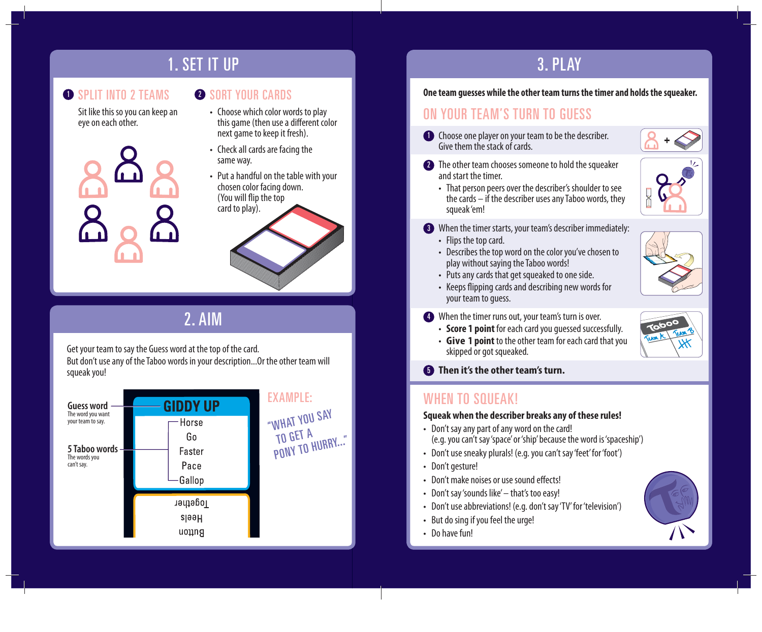## 1. SET IT UP

### 1 SPLIT INTO 2 TEAMS

Sit like this so you can keep an eye on each other.

### 2 SORT YOUR CARDS

- Choose which color words to play this game (then use a different color next game to keep it fresh).
- Check all cards are facing the same way.
- Put a handful on the table with your chosen color facing down. (You will flip the top card to play).

## 2. AIM

Get your team to say the Guess word at the top of the card.
But don't use any of the Taboo words in your description...Or the other team will squeak you!

**Guess word** The word you want your team to say.

**5 Taboo words** The words you can't say.

GIDDY UP
Horse
Go
Faster
Pace
Gallop

Together
Heels
Button

EXAMPLE:
"WHAT YOU SAY TO GET A PONY TO HURRY..."

## 3. PLAY

**One team guesses while the other team turns the timer and holds the squeaker.**

### ON YOUR TEAM'S TURN TO GUESS

1. Choose one player on your team to be the describer. Give them the stack of cards.
2. The other team chooses someone to hold the squeaker and start the timer.
   - That person peers over the describer's shoulder to see the cards – if the describer uses any Taboo words, they squeak 'em!
3. When the timer starts, your team's describer immediately:
   - Flips the top card.
   - Describes the top word on the color you've chosen to play without saying the Taboo words!
   - Puts any cards that get squeaked to one side.
   - Keeps flipping cards and describing new words for your team to guess.
4. When the timer runs out, your team's turn is over.
   - **Score 1 point** for each card you guessed successfully.
   - **Give 1 point** to the other team for each card that you skipped or got squeaked.
5. **Then it's the other team's turn.**

Taboo
Team A Team B

### WHEN TO SQUEAK!

**Squeak when the describer breaks any of these rules!**

- Don't say any part of any word on the card! (e.g. you can't say 'space' or 'ship' because the word is 'spaceship')
- Don't use sneaky plurals! (e.g. you can't say 'feet' for 'foot')
- Don't gesture!
- Don't make noises or use sound effects!
- Don't say 'sounds like' – that's too easy!
- Don't use abbreviations! (e.g. don't say 'TV' for 'television')
- But do sing if you feel the urge!
- Do have fun!